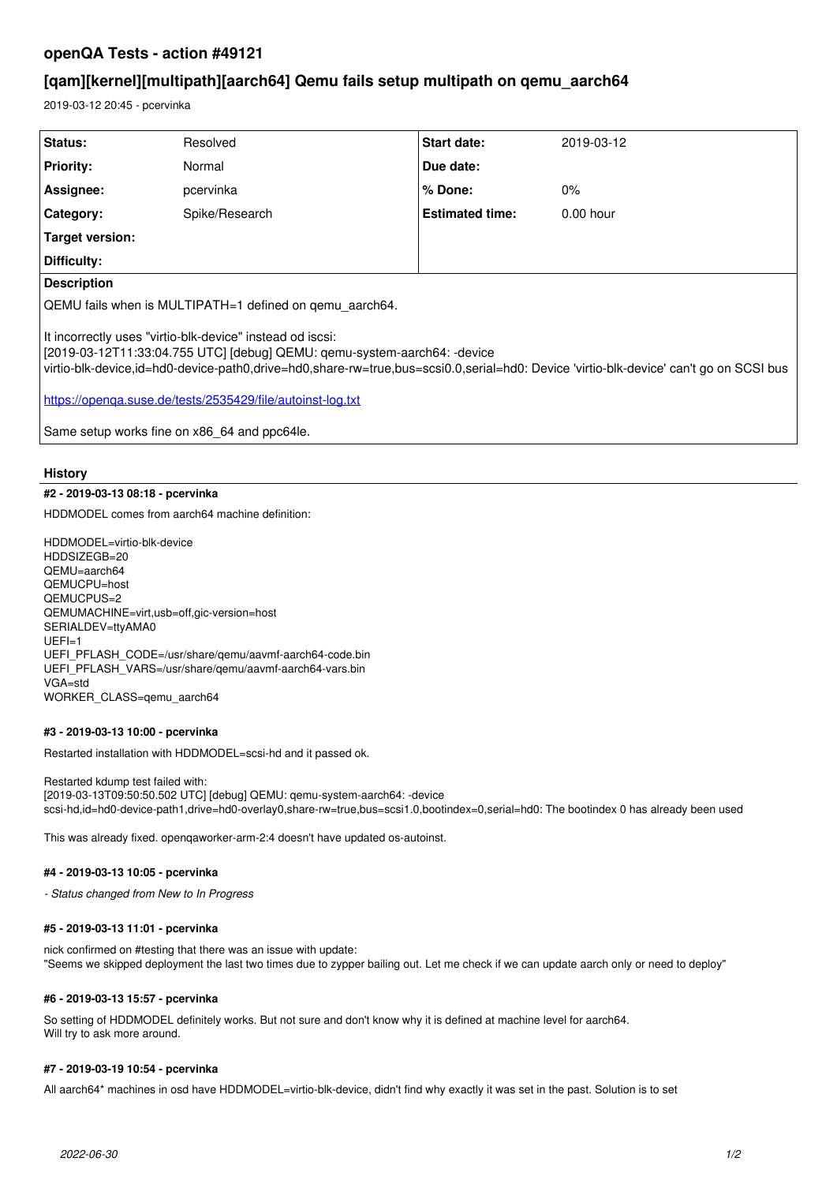# openQA Tests - action #49121

## [qam][kernel][multipath][aarch64] Qemu fails setup multipath on qemu_aarch64

2019-03-12 20:45 - pcervinka

| Status: | Resolved | Start date: | 2019-03-12 |
|---|---|---|---|
| Priority: | Normal | Due date: | |
| Assignee: | pcervinka | % Done: | 0% |
| Category: | Spike/Research | Estimated time: | 0.00 hour |
| Target version: | | | |
| Difficulty: | | | |

**Description**

QEMU fails when is MULTIPATH=1 defined on qemu_aarch64.

It incorrectly uses "virtio-blk-device" instead od iscsi:
[2019-03-12T11:33:04.755 UTC] [debug] QEMU: qemu-system-aarch64: -device virtio-blk-device,id=hd0-device-path0,drive=hd0,share-rw=true,bus=scsi0.0,serial=hd0: Device 'virtio-blk-device' can't go on SCSI bus

https://openqa.suse.de/tests/2535429/file/autoinst-log.txt

Same setup works fine on x86_64 and ppc64le.

### History

#### #2 - 2019-03-13 08:18 - pcervinka

HDDMODEL comes from aarch64 machine definition:

HDDMODEL=virtio-blk-device
HDDSIZEGB=20
QEMU=aarch64
QEMUCPU=host
QEMUCPUS=2
QEMUMACHINE=virt,usb=off,gic-version=host
SERIALDEV=ttyAMA0
UEFI=1
UEFI_PFLASH_CODE=/usr/share/qemu/aavmf-aarch64-code.bin
UEFI_PFLASH_VARS=/usr/share/qemu/aavmf-aarch64-vars.bin
VGA=std
WORKER_CLASS=qemu_aarch64

#### #3 - 2019-03-13 10:00 - pcervinka

Restarted installation with HDDMODEL=scsi-hd and it passed ok.

Restarted kdump test failed with:
[2019-03-13T09:50:50.502 UTC] [debug] QEMU: qemu-system-aarch64: -device scsi-hd,id=hd0-device-path1,drive=hd0-overlay0,share-rw=true,bus=scsi1.0,bootindex=0,serial=hd0: The bootindex 0 has already been used

This was already fixed. openqaworker-arm-2:4 doesn't have updated os-autoinst.

#### #4 - 2019-03-13 10:05 - pcervinka

*- Status changed from New to In Progress*

#### #5 - 2019-03-13 11:01 - pcervinka

nick confirmed on #testing that there was an issue with update:
"Seems we skipped deployment the last two times due to zypper bailing out. Let me check if we can update aarch only or need to deploy"

#### #6 - 2019-03-13 15:57 - pcervinka

So setting of HDDMODEL definitely works. But not sure and don't know why it is defined at machine level for aarch64.
Will try to ask more around.

#### #7 - 2019-03-19 10:54 - pcervinka

All aarch64* machines in osd have HDDMODEL=virtio-blk-device, didn't find why exactly it was set in the past. Solution is to set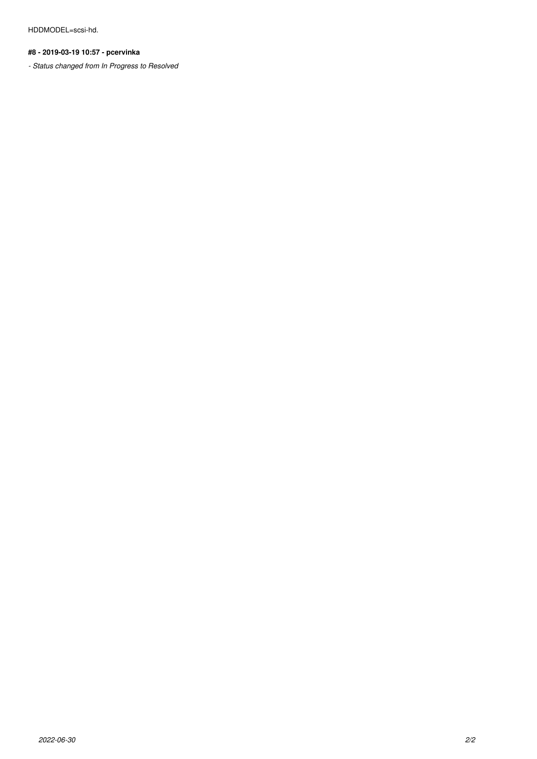HDDMODEL=scsi-hd.

#### #8 - 2019-03-19 10:57 - pcervinka

*- Status changed from In Progress to Resolved*